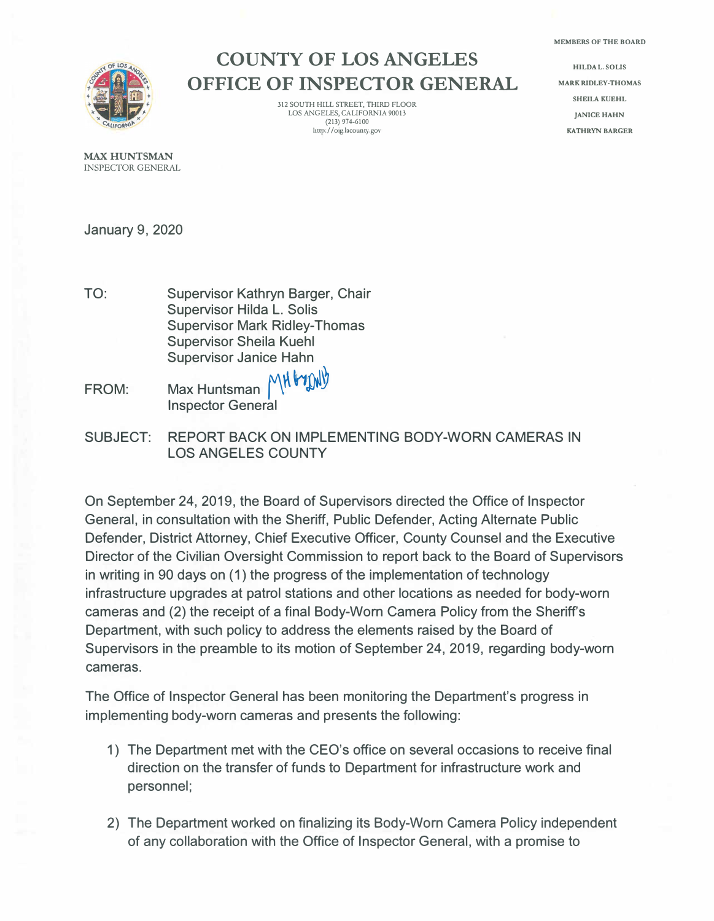# COUNTY OF LOS ANGELES
# OFFICE OF INSPECTOR GENERAL

312 SOUTH HILL STREET, THIRD FLOOR
LOS ANGELES, CALIFORNIA 90013
(213) 974-6100
http://oig.lacounty.gov

MEMBERS OF THE BOARD

HILDA L. SOLIS
MARK RIDLEY-THOMAS
SHEILA KUEHL
JANICE HAHN
KATHRYN BARGER

**MAX HUNTSMAN**
INSPECTOR GENERAL

January 9, 2020

TO: Supervisor Kathryn Barger, Chair
Supervisor Hilda L. Solis
Supervisor Mark Ridley-Thomas
Supervisor Sheila Kuehl
Supervisor Janice Hahn

FROM: Max Huntsman
Inspector General

SUBJECT: REPORT BACK ON IMPLEMENTING BODY-WORN CAMERAS IN LOS ANGELES COUNTY

On September 24, 2019, the Board of Supervisors directed the Office of Inspector General, in consultation with the Sheriff, Public Defender, Acting Alternate Public Defender, District Attorney, Chief Executive Officer, County Counsel and the Executive Director of the Civilian Oversight Commission to report back to the Board of Supervisors in writing in 90 days on (1) the progress of the implementation of technology infrastructure upgrades at patrol stations and other locations as needed for body-worn cameras and (2) the receipt of a final Body-Worn Camera Policy from the Sheriff's Department, with such policy to address the elements raised by the Board of Supervisors in the preamble to its motion of September 24, 2019, regarding body-worn cameras.

The Office of Inspector General has been monitoring the Department's progress in implementing body-worn cameras and presents the following:

1) The Department met with the CEO's office on several occasions to receive final direction on the transfer of funds to Department for infrastructure work and personnel;

2) The Department worked on finalizing its Body-Worn Camera Policy independent of any collaboration with the Office of Inspector General, with a promise to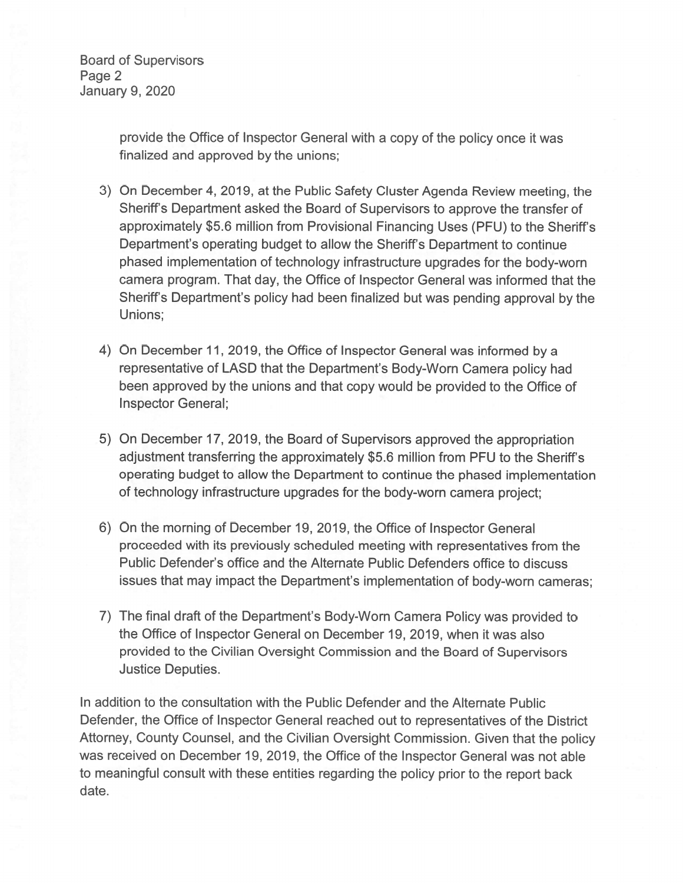provide the Office of Inspector General with a copy of the policy once it was finalized and approved by the unions;

3) On December 4, 2019, at the Public Safety Cluster Agenda Review meeting, the Sheriff's Department asked the Board of Supervisors to approve the transfer of approximately $5.6 million from Provisional Financing Uses (PFU) to the Sheriff's Department's operating budget to allow the Sheriff's Department to continue phased implementation of technology infrastructure upgrades for the body-worn camera program. That day, the Office of Inspector General was informed that the Sheriff's Department's policy had been finalized but was pending approval by the Unions;

4) On December 11, 2019, the Office of Inspector General was informed by a representative of LASD that the Department's Body-Worn Camera policy had been approved by the unions and that copy would be provided to the Office of Inspector General;

5) On December 17, 2019, the Board of Supervisors approved the appropriation adjustment transferring the approximately $5.6 million from PFU to the Sheriff's operating budget to allow the Department to continue the phased implementation of technology infrastructure upgrades for the body-worn camera project;

6) On the morning of December 19, 2019, the Office of Inspector General proceeded with its previously scheduled meeting with representatives from the Public Defender's office and the Alternate Public Defenders office to discuss issues that may impact the Department's implementation of body-worn cameras;

7) The final draft of the Department's Body-Worn Camera Policy was provided to the Office of Inspector General on December 19, 2019, when it was also provided to the Civilian Oversight Commission and the Board of Supervisors Justice Deputies.

In addition to the consultation with the Public Defender and the Alternate Public Defender, the Office of Inspector General reached out to representatives of the District Attorney, County Counsel, and the Civilian Oversight Commission. Given that the policy was received on December 19, 2019, the Office of the Inspector General was not able to meaningful consult with these entities regarding the policy prior to the report back date.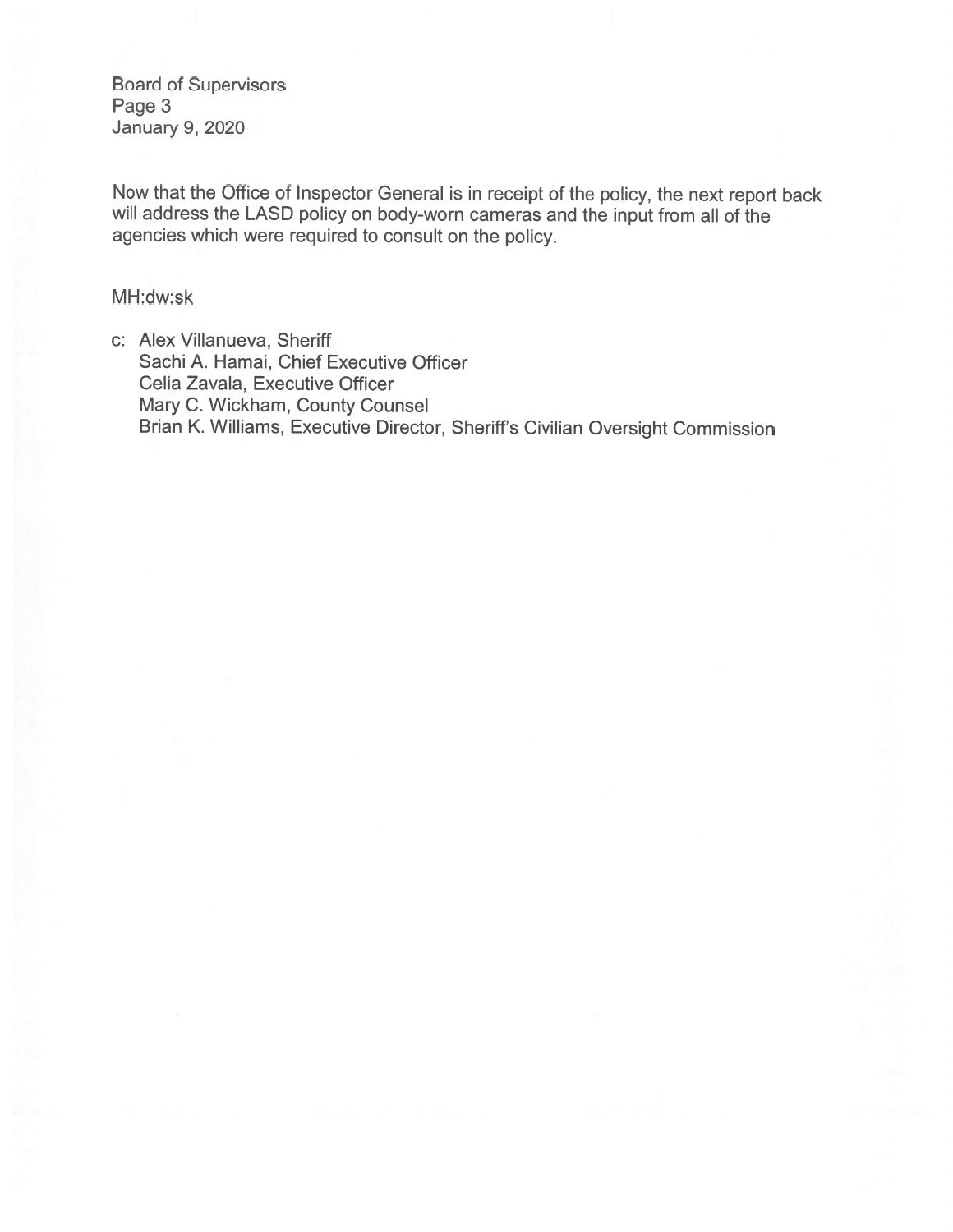Now that the Office of Inspector General is in receipt of the policy, the next report back will address the LASD policy on body-worn cameras and the input from all of the agencies which were required to consult on the policy.

MH:dw:sk

c: Alex Villanueva, Sheriff
Sachi A. Hamai, Chief Executive Officer
Celia Zavala, Executive Officer
Mary C. Wickham, County Counsel
Brian K. Williams, Executive Director, Sheriff's Civilian Oversight Commission